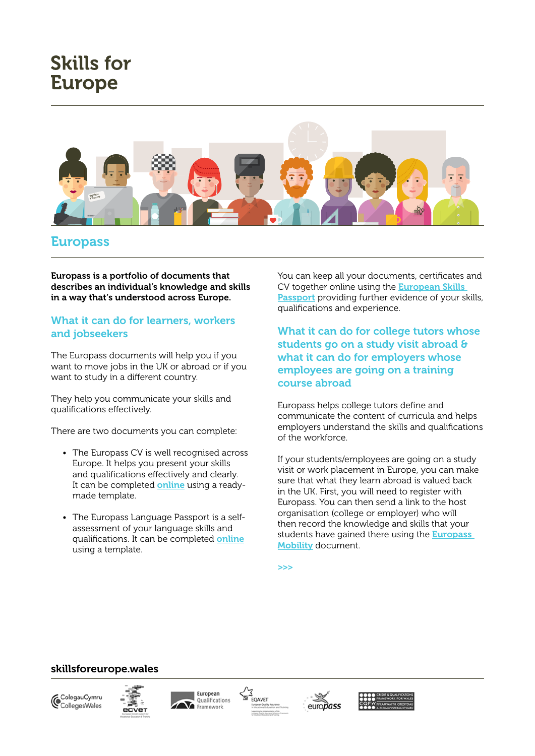# Skills for Europe

## Europass

**Europass is a portfolio of documents that describes an individual's knowledge and skills in a way that's understood across Europe.**

### What it can do for learners, workers and jobseekers

The Europass documents will help you if you want to move jobs in the UK or abroad or if you want to study in a different country.

They help you communicate your skills and qualifications effectively.

There are two documents you can complete:

- The Europass CV is well recognised across Europe. It helps you present your skills and qualifications effectively and clearly. It can be completed online using a ready-made template.
- The Europass Language Passport is a self-assessment of your language skills and qualifications. It can be completed online using a template.

You can keep all your documents, certificates and CV together online using the European Skills Passport providing further evidence of your skills, qualifications and experience.

### What it can do for college tutors whose students go on a study visit abroad & what it can do for employers whose employees are going on a training course abroad

Europass helps college tutors define and communicate the content of curricula and helps employers understand the skills and qualifications of the workforce.

If your students/employees are going on a study visit or work placement in Europe, you can make sure that what they learn abroad is valued back in the UK. First, you will need to register with Europass. You can then send a link to the host organisation (college or employer) who will then record the knowledge and skills that your students have gained there using the Europass Mobility document.

>>>

**skillsforeurope.wales**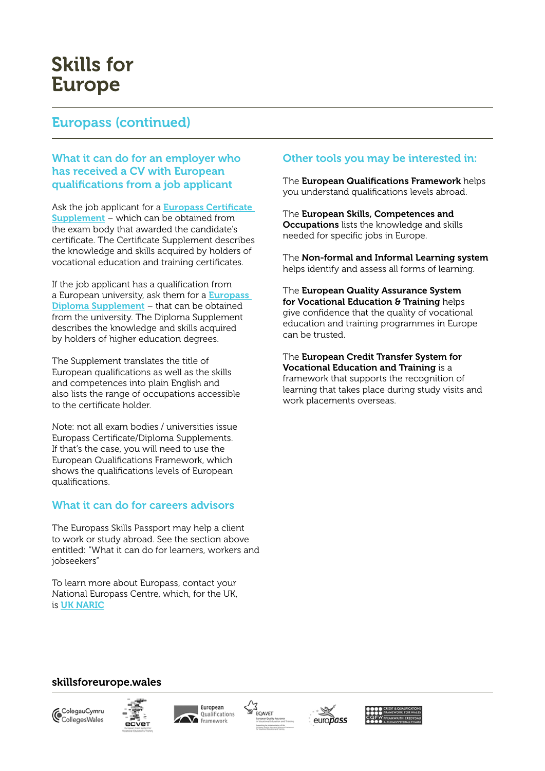# Skills for Europe

## Europass (continued)

### What it can do for an employer who has received a CV with European qualifications from a job applicant

Ask the job applicant for a Europass Certificate Supplement – which can be obtained from the exam body that awarded the candidate's certificate. The Certificate Supplement describes the knowledge and skills acquired by holders of vocational education and training certificates.

If the job applicant has a qualification from a European university, ask them for a Europass Diploma Supplement – that can be obtained from the university. The Diploma Supplement describes the knowledge and skills acquired by holders of higher education degrees.

The Supplement translates the title of European qualifications as well as the skills and competences into plain English and also lists the range of occupations accessible to the certificate holder.

Note: not all exam bodies / universities issue Europass Certificate/Diploma Supplements. If that's the case, you will need to use the European Qualifications Framework, which shows the qualifications levels of European qualifications.

### What it can do for careers advisors

The Europass Skills Passport may help a client to work or study abroad. See the section above entitled: "What it can do for learners, workers and jobseekers"

To learn more about Europass, contact your National Europass Centre, which, for the UK, is UK NARIC

### Other tools you may be interested in:

The **European Qualifications Framework** helps you understand qualifications levels abroad.

The **European Skills, Competences and Occupations** lists the knowledge and skills needed for specific jobs in Europe.

The **Non-formal and Informal Learning system** helps identify and assess all forms of learning.

The **European Quality Assurance System for Vocational Education & Training** helps give confidence that the quality of vocational education and training programmes in Europe can be trusted.

The **European Credit Transfer System for Vocational Education and Training** is a framework that supports the recognition of learning that takes place during study visits and work placements overseas.

**skillsforeurope.wales**